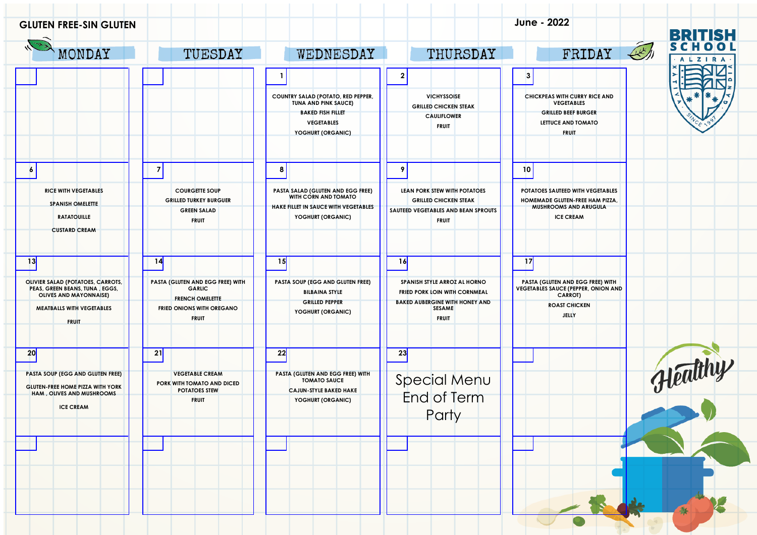# GLUTEN FREE-SIN GLUTEN

June - 2022

BRITISH SCHOOL ALZIRA · XATIVA · GANDIA · SINCE 1997

| MONDAY | TUESDAY | WEDNESDAY | THURSDAY | FRIDAY |
|---|---|---|---|---|
| | | **1**<br>COUNTRY SALAD (POTATO, RED PEPPER, TUNA AND PINK SAUCE)<br>BAKED FISH FILLET<br>VEGETABLES<br>YOGHURT (ORGANIC) | **2**<br>VICHYSSOISE<br>GRILLED CHICKEN STEAK<br>CAULIFLOWER<br>FRUIT | **3**<br>CHICKPEAS WITH CURRY RICE AND VEGETABLES<br>GRILLED BEEF BURGER<br>LETTUCE AND TOMATO<br>FRUIT |
| **6**<br>RICE WITH VEGETABLES<br>SPANISH OMELETTE<br>RATATOUILLE<br>CUSTARD CREAM | **7**<br>COURGETTE SOUP<br>GRILLED TURKEY BURGUER<br>GREEN SALAD<br>FRUIT | **8**<br>PASTA SALAD (GLUTEN AND EGG FREE) WITH CORN AND TOMATO<br>HAKE FILLET IN SAUCE WITH VEGETABLES<br>YOGHURT (ORGANIC) | **9**<br>LEAN PORK STEW WITH POTATOES<br>GRILLED CHICKEN STEAK<br>SAUTEED VEGETABLES AND BEAN SPROUTS<br>FRUIT | **10**<br>POTATOES SAUTEED WITH VEGETABLES<br>HOMEMADE GLUTEN-FREE HAM PIZZA, MUSHROOMS AND ARUGULA<br>ICE CREAM |
| **13**<br>OLIVIER SALAD (POTATOES, CARROTS, PEAS, GREEN BEANS, TUNA , EGGS, OLIVES AND MAYONNAISE)<br>MEATBALLS WITH VEGETABLES<br>FRUIT | **14**<br>PASTA (GLUTEN AND EGG FREE) WITH GARLIC<br>FRENCH OMELETTE<br>FRIED ONIONS WITH OREGANO<br>FRUIT | **15**<br>PASTA SOUP (EGG AND GLUTEN FREE)<br>BILBAINA STYLE<br>GRILLED PEPPER<br>YOGHURT (ORGANIC) | **16**<br>SPANISH STYLE ARROZ AL HORNO<br>FRIED PORK LOIN WITH CORNMEAL<br>BAKED AUBERGINE WITH HONEY AND SESAME<br>FRUIT | **17**<br>PASTA (GLUTEN AND EGG FREE) WITH VEGETABLES SAUCE (PEPPER, ONION AND CARROT)<br>ROAST CHICKEN<br>JELLY |
| **20**<br>PASTA SOUP (EGG AND GLUTEN FREE)<br>GLUTEN-FREE HOME PIZZA WITH YORK HAM , OLIVES AND MUSHROOMS<br>ICE CREAM | **21**<br>VEGETABLE CREAM<br>PORK WITH TOMATO AND DICED POTATOES STEW<br>FRUIT | **22**<br>PASTA (GLUTEN AND EGG FREE) WITH TOMATO SAUCE<br>CAJUN-STYLE BAKED HAKE<br>YOGHURT (ORGANIC) | **23**<br>Special Menu End of Term Party | |
| | | | | |

Healthy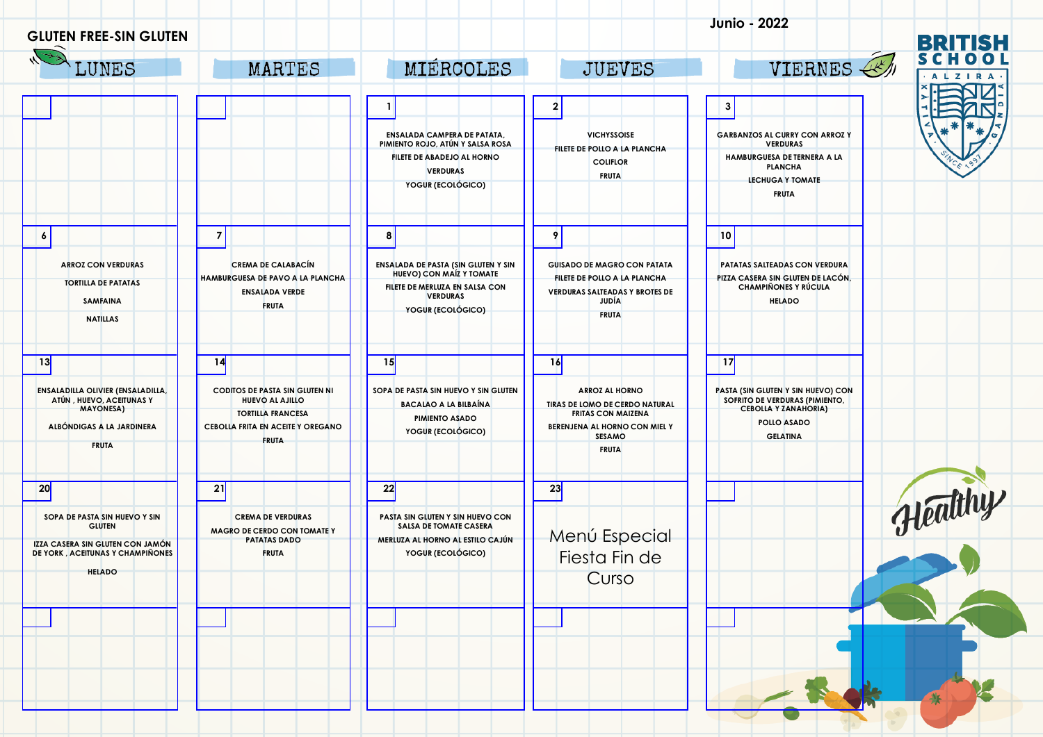# GLUTEN FREE-SIN GLUTEN

Junio - 2022

BRITISH SCHOOL ALZIRA · XÀTIVA · GANDIA · SINCE 1997

| LUNES | MARTES | MIÉRCOLES | JUEVES | VIERNES |
|---|---|---|---|---|
| | | **1**<br>ENSALADA CAMPERA DE PATATA, PIMIENTO ROJO, ATÚN Y SALSA ROSA<br>FILETE DE ABADEJO AL HORNO<br>VERDURAS<br>YOGUR (ECOLÓGICO) | **2**<br>VICHYSSOISE<br>FILETE DE POLLO A LA PLANCHA<br>COLIFLOR<br>FRUTA | **3**<br>GARBANZOS AL CURRY CON ARROZ Y VERDURAS<br>HAMBURGUESA DE TERNERA A LA PLANCHA<br>LECHUGA Y TOMATE<br>FRUTA |
| **6**<br>ARROZ CON VERDURAS<br>TORTILLA DE PATATAS<br>SAMFAINA<br>NATILLAS | **7**<br>CREMA DE CALABACÍN<br>HAMBURGUESA DE PAVO A LA PLANCHA<br>ENSALADA VERDE<br>FRUTA | **8**<br>ENSALADA DE PASTA (SIN GLUTEN Y SIN HUEVO) CON MAÍZ Y TOMATE<br>FILETE DE MERLUZA EN SALSA CON VERDURAS<br>YOGUR (ECOLÓGICO) | **9**<br>GUISADO DE MAGRO CON PATATA<br>FILETE DE POLLO A LA PLANCHA<br>VERDURAS SALTEADAS Y BROTES DE JUDÍA<br>FRUTA | **10**<br>PATATAS SALTEADAS CON VERDURA<br>PIZZA CASERA SIN GLUTEN DE LACÓN, CHAMPIÑONES Y RÚCULA<br>HELADO |
| **13**<br>ENSALADILLA OLIVIER (ENSALADILLA, ATÚN , HUEVO, ACEITUNAS Y MAYONESA)<br>ALBÓNDIGAS A LA JARDINERA<br>FRUTA | **14**<br>CODITOS DE PASTA SIN GLUTEN NI HUEVO AL AJILLO<br>TORTILLA FRANCESA<br>CEBOLLA FRITA EN ACEITE Y OREGANO<br>FRUTA | **15**<br>SOPA DE PASTA SIN HUEVO Y SIN GLUTEN<br>BACALAO A LA BILBAÍNA<br>PIMIENTO ASADO<br>YOGUR (ECOLÓGICO) | **16**<br>ARROZ AL HORNO<br>TIRAS DE LOMO DE CERDO NATURAL FRITAS CON MAIZENA<br>BERENJENA AL HORNO CON MIEL Y SESAMO<br>FRUTA | **17**<br>PASTA (SIN GLUTEN Y SIN HUEVO) CON SOFRITO DE VERDURAS (PIMIENTO, CEBOLLA Y ZANAHORIA)<br>POLLO ASADO<br>GELATINA |
| **20**<br>SOPA DE PASTA SIN HUEVO Y SIN GLUTEN<br>IZZA CASERA SIN GLUTEN CON JAMÓN DE YORK , ACEITUNAS Y CHAMPIÑONES<br>HELADO | **21**<br>CREMA DE VERDURAS<br>MAGRO DE CERDO CON TOMATE Y PATATAS DADO<br>FRUTA | **22**<br>PASTA SIN GLUTEN Y SIN HUEVO CON SALSA DE TOMATE CASERA<br>MERLUZA AL HORNO AL ESTILO CAJÚN<br>YOGUR (ECOLÓGICO) | **23**<br>Menú Especial Fiesta Fin de Curso | |
| | | | | |

Healthy